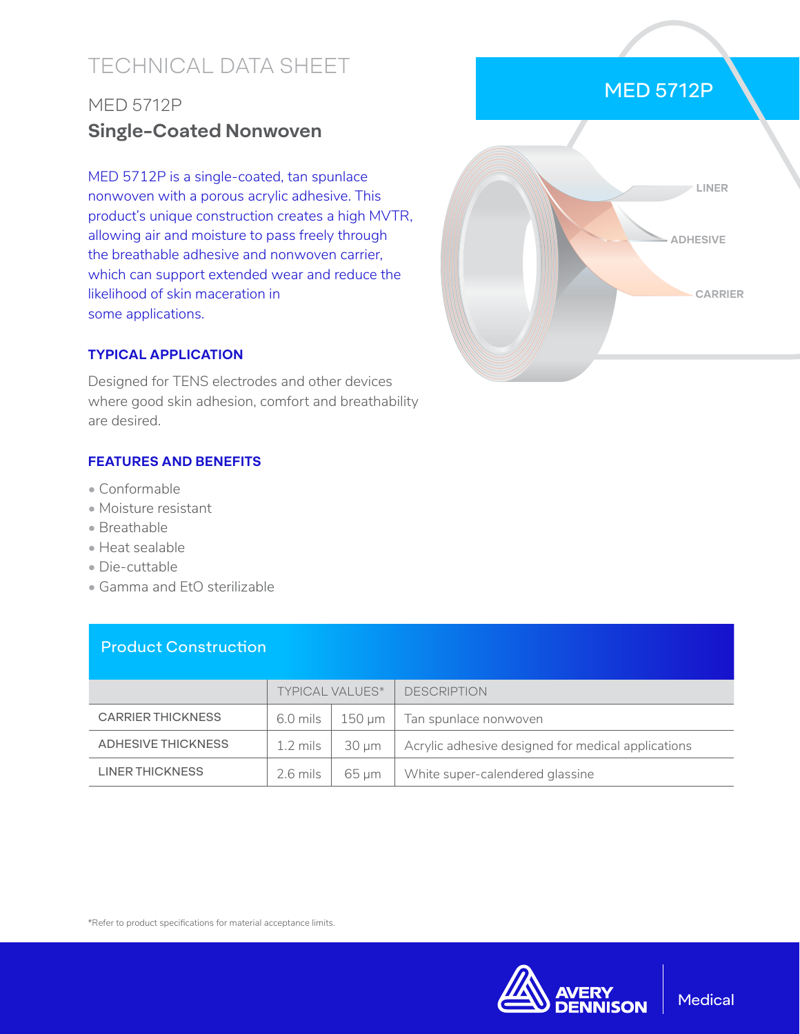# TECHNICAL DATA SHEET

## MED 5712P

## Single-Coated Nonwoven

MED 5712P is a single-coated, tan spunlace nonwoven with a porous acrylic adhesive. This product's unique construction creates a high MVTR, allowing air and moisture to pass freely through the breathable adhesive and nonwoven carrier, which can support extended wear and reduce the likelihood of skin maceration in some applications.

MED 5712P

LINER

ADHESIVE

CARRIER

### TYPICAL APPLICATION

Designed for TENS electrodes and other devices where good skin adhesion, comfort and breathability are desired.

### FEATURES AND BENEFITS

- Conformable
- Moisture resistant
- Breathable
- Heat sealable
- Die-cuttable
- Gamma and EtO sterilizable

### Product Construction

| | TYPICAL VALUES* | | DESCRIPTION |
|---|---|---|---|
| CARRIER THICKNESS | 6.0 mils | 150 µm | Tan spunlace nonwoven |
| ADHESIVE THICKNESS | 1.2 mils | 30 µm | Acrylic adhesive designed for medical applications |
| LINER THICKNESS | 2.6 mils | 65 µm | White super-calendered glassine |

*Refer to product specifications for material acceptance limits.

AVERY DENNISON | Medical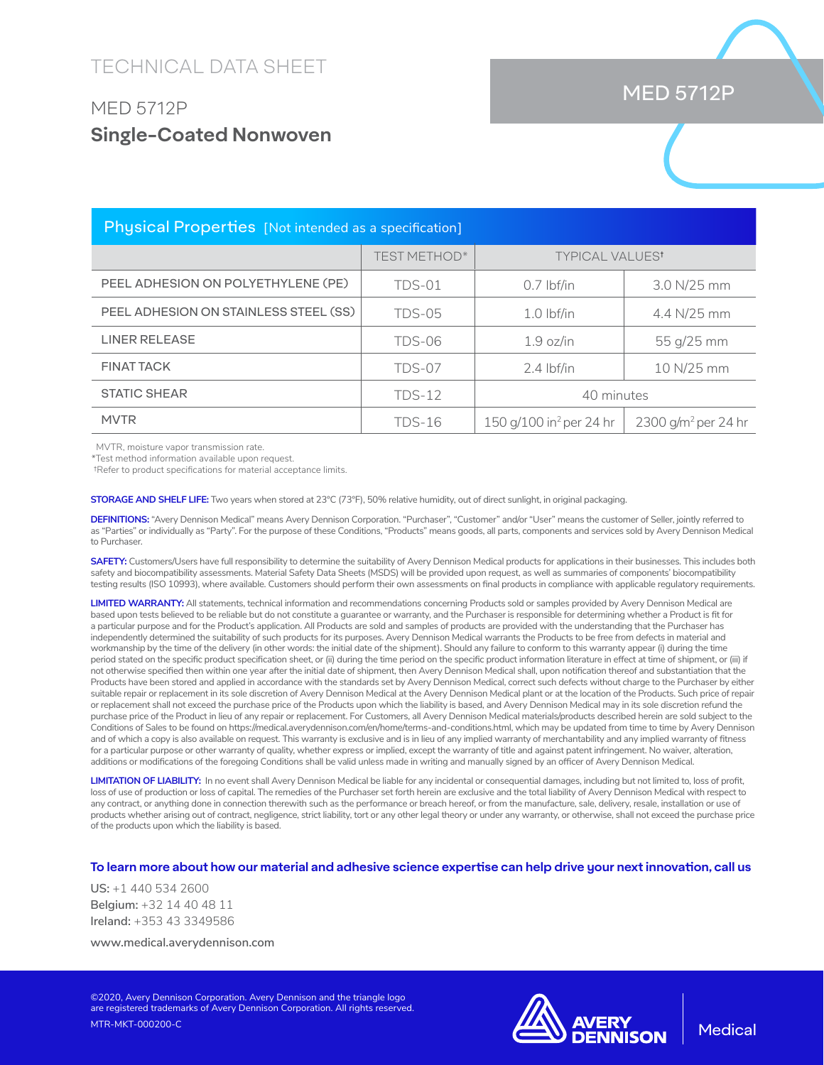# TECHNICAL DATA SHEET

MED 5712P

## MED 5712P
## Single-Coated Nonwoven

### Physical Properties [Not intended as a specification]

| | TEST METHOD* | TYPICAL VALUES† | |
|---|---|---|---|
| PEEL ADHESION ON POLYETHYLENE (PE) | TDS-01 | 0.7 lbf/in | 3.0 N/25 mm |
| PEEL ADHESION ON STAINLESS STEEL (SS) | TDS-05 | 1.0 lbf/in | 4.4 N/25 mm |
| LINER RELEASE | TDS-06 | 1.9 oz/in | 55 g/25 mm |
| FINAT TACK | TDS-07 | 2.4 lbf/in | 10 N/25 mm |
| STATIC SHEAR | TDS-12 | 40 minutes | |
| MVTR | TDS-16 | 150 g/100 $in^2$ per 24 hr | 2300 $g/m^2$ per 24 hr |

MVTR, moisture vapor transmission rate.
*Test method information available upon request.
†Refer to product specifications for material acceptance limits.

**STORAGE AND SHELF LIFE:** Two years when stored at 23°C (73°F), 50% relative humidity, out of direct sunlight, in original packaging.

**DEFINITIONS:** "Avery Dennison Medical" means Avery Dennison Corporation. "Purchaser", "Customer" and/or "User" means the customer of Seller, jointly referred to as "Parties" or individually as "Party". For the purpose of these Conditions, "Products" means goods, all parts, components and services sold by Avery Dennison Medical to Purchaser.

**SAFETY:** Customers/Users have full responsibility to determine the suitability of Avery Dennison Medical products for applications in their businesses. This includes both safety and biocompatibility assessments. Material Safety Data Sheets (MSDS) will be provided upon request, as well as summaries of components' biocompatibility testing results (ISO 10993), where available. Customers should perform their own assessments on final products in compliance with applicable regulatory requirements.

**LIMITED WARRANTY:** All statements, technical information and recommendations concerning Products sold or samples provided by Avery Dennison Medical are based upon tests believed to be reliable but do not constitute a guarantee or warranty, and the Purchaser is responsible for determining whether a Product is fit for a particular purpose and for the Product's application. All Products are sold and samples of products are provided with the understanding that the Purchaser has independently determined the suitability of such products for its purposes. Avery Dennison Medical warrants the Products to be free from defects in material and workmanship by the time of the delivery (in other words: the initial date of the shipment). Should any failure to conform to this warranty appear (i) during the time period stated on the specific product specification sheet, or (ii) during the time period on the specific product information literature in effect at time of shipment, or (iii) if not otherwise specified then within one year after the initial date of shipment, then Avery Dennison Medical shall, upon notification thereof and substantiation that the Products have been stored and applied in accordance with the standards set by Avery Dennison Medical, correct such defects without charge to the Purchaser by either suitable repair or replacement in its sole discretion of Avery Dennison Medical at the Avery Dennison Medical plant or at the location of the Products. Such price of repair or replacement shall not exceed the purchase price of the Products upon which the liability is based, and Avery Dennison Medical may in its sole discretion refund the purchase price of the Product in lieu of any repair or replacement. For Customers, all Avery Dennison Medical materials/products described herein are sold subject to the Conditions of Sales to be found on https://medical.averydennison.com/en/home/terms-and-conditions.html, which may be updated from time to time by Avery Dennison and of which a copy is also available on request. This warranty is exclusive and is in lieu of any implied warranty of merchantability and any implied warranty of fitness for a particular purpose or other warranty of quality, whether express or implied, except the warranty of title and against patent infringement. No waiver, alteration, additions or modifications of the foregoing Conditions shall be valid unless made in writing and manually signed by an officer of Avery Dennison Medical.

**LIMITATION OF LIABILITY:** In no event shall Avery Dennison Medical be liable for any incidental or consequential damages, including but not limited to, loss of profit, loss of use of production or loss of capital. The remedies of the Purchaser set forth herein are exclusive and the total liability of Avery Dennison Medical with respect to any contract, or anything done in connection therewith such as the performance or breach hereof, or from the manufacture, sale, delivery, resale, installation or use of products whether arising out of contract, negligence, strict liability, tort or any other legal theory or under any warranty, or otherwise, shall not exceed the purchase price of the products upon which the liability is based.

**To learn more about how our material and adhesive science expertise can help drive your next innovation, call us**

**US:** +1 440 534 2600
**Belgium:** +32 14 40 48 11
**Ireland:** +353 43 3349586

**www.medical.averydennison.com**

©2020, Avery Dennison Corporation. Avery Dennison and the triangle logo are registered trademarks of Avery Dennison Corporation. All rights reserved.

MTR-MKT-000200-C

AVERY DENNISON Medical